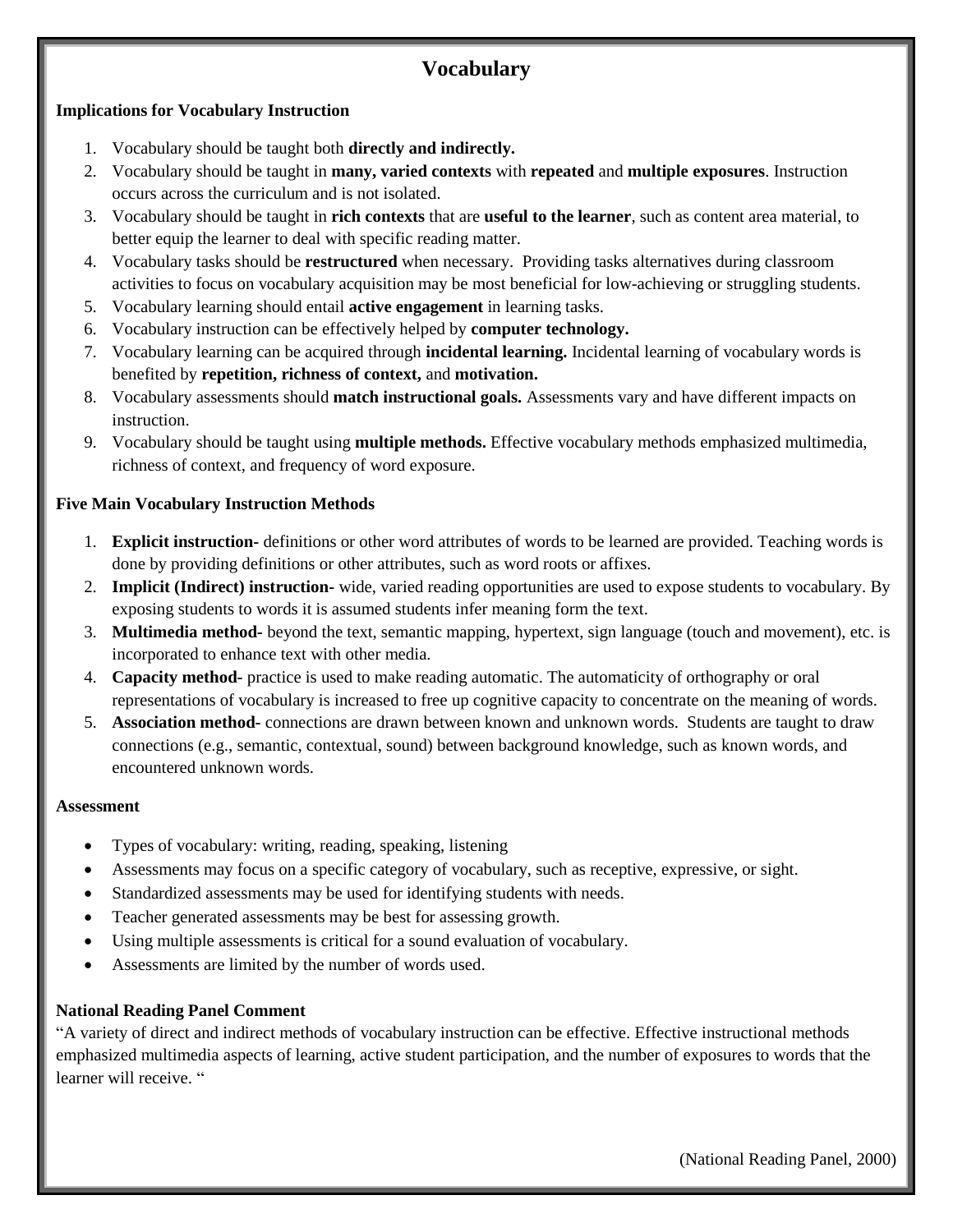# Vocabulary

**Implications for Vocabulary Instruction**

1. Vocabulary should be taught both **directly and indirectly.**
2. Vocabulary should be taught in **many, varied contexts** with **repeated** and **multiple exposures**. Instruction occurs across the curriculum and is not isolated.
3. Vocabulary should be taught in **rich contexts** that are **useful to the learner**, such as content area material, to better equip the learner to deal with specific reading matter.
4. Vocabulary tasks should be **restructured** when necessary. Providing tasks alternatives during classroom activities to focus on vocabulary acquisition may be most beneficial for low-achieving or struggling students.
5. Vocabulary learning should entail **active engagement** in learning tasks.
6. Vocabulary instruction can be effectively helped by **computer technology.**
7. Vocabulary learning can be acquired through **incidental learning.** Incidental learning of vocabulary words is benefited by **repetition, richness of context,** and **motivation.**
8. Vocabulary assessments should **match instructional goals.** Assessments vary and have different impacts on instruction.
9. Vocabulary should be taught using **multiple methods.** Effective vocabulary methods emphasized multimedia, richness of context, and frequency of word exposure.

**Five Main Vocabulary Instruction Methods**

1. **Explicit instruction-** definitions or other word attributes of words to be learned are provided. Teaching words is done by providing definitions or other attributes, such as word roots or affixes.
2. **Implicit (Indirect) instruction-** wide, varied reading opportunities are used to expose students to vocabulary. By exposing students to words it is assumed students infer meaning form the text.
3. **Multimedia method-** beyond the text, semantic mapping, hypertext, sign language (touch and movement), etc. is incorporated to enhance text with other media.
4. **Capacity method-** practice is used to make reading automatic. The automaticity of orthography or oral representations of vocabulary is increased to free up cognitive capacity to concentrate on the meaning of words.
5. **Association method-** connections are drawn between known and unknown words. Students are taught to draw connections (e.g., semantic, contextual, sound) between background knowledge, such as known words, and encountered unknown words.

**Assessment**

- Types of vocabulary: writing, reading, speaking, listening
- Assessments may focus on a specific category of vocabulary, such as receptive, expressive, or sight.
- Standardized assessments may be used for identifying students with needs.
- Teacher generated assessments may be best for assessing growth.
- Using multiple assessments is critical for a sound evaluation of vocabulary.
- Assessments are limited by the number of words used.

**National Reading Panel Comment**

"A variety of direct and indirect methods of vocabulary instruction can be effective. Effective instructional methods emphasized multimedia aspects of learning, active student participation, and the number of exposures to words that the learner will receive. "

(National Reading Panel, 2000)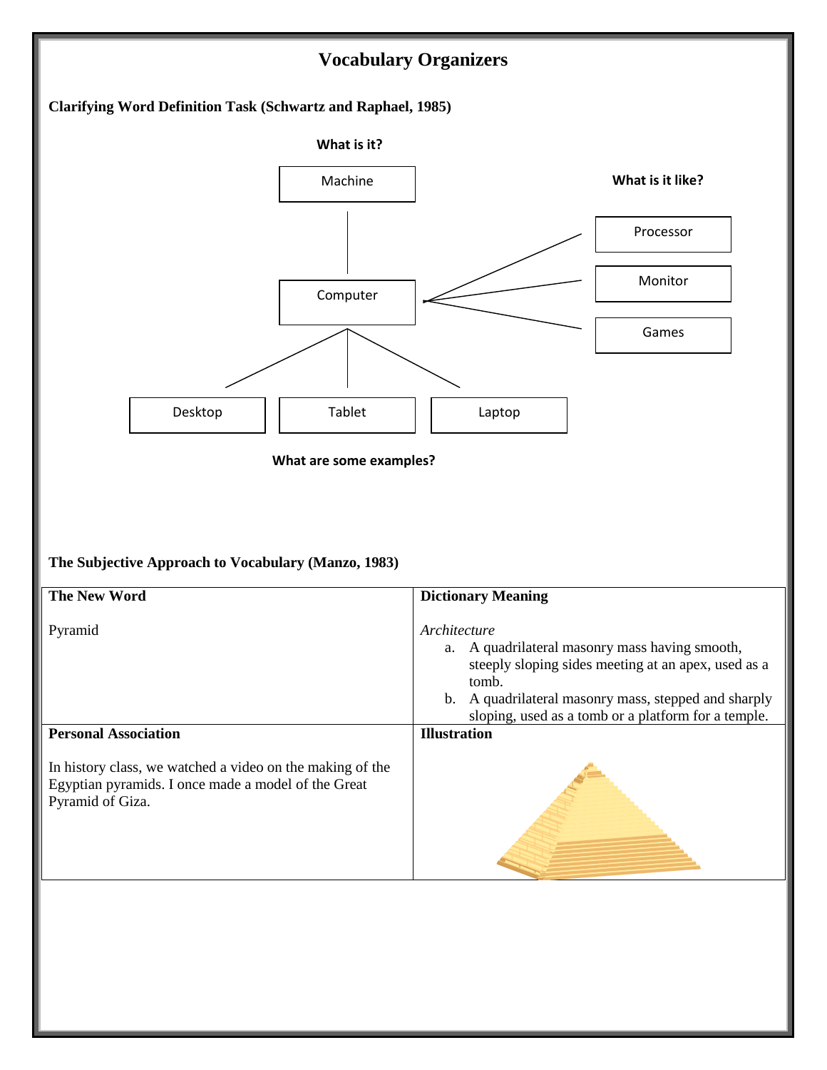# Vocabulary Organizers

**Clarifying Word Definition Task (Schwartz and Raphael, 1985)**

**What is it?**

Machine

**What is it like?**

Processor

Monitor

Games

Computer

Desktop

Tablet

Laptop

**What are some examples?**

**The Subjective Approach to Vocabulary (Manzo, 1983)**

| **The New Word** | **Dictionary Meaning** |
|---|---|
| Pyramid | *Architecture*<br>a. A quadrilateral masonry mass having smooth, steeply sloping sides meeting at an apex, used as a tomb.<br>b. A quadrilateral masonry mass, stepped and sharply sloping, used as a tomb or a platform for a temple. |
| **Personal Association** | **Illustration** |
| In history class, we watched a video on the making of the Egyptian pyramids. I once made a model of the Great Pyramid of Giza. | |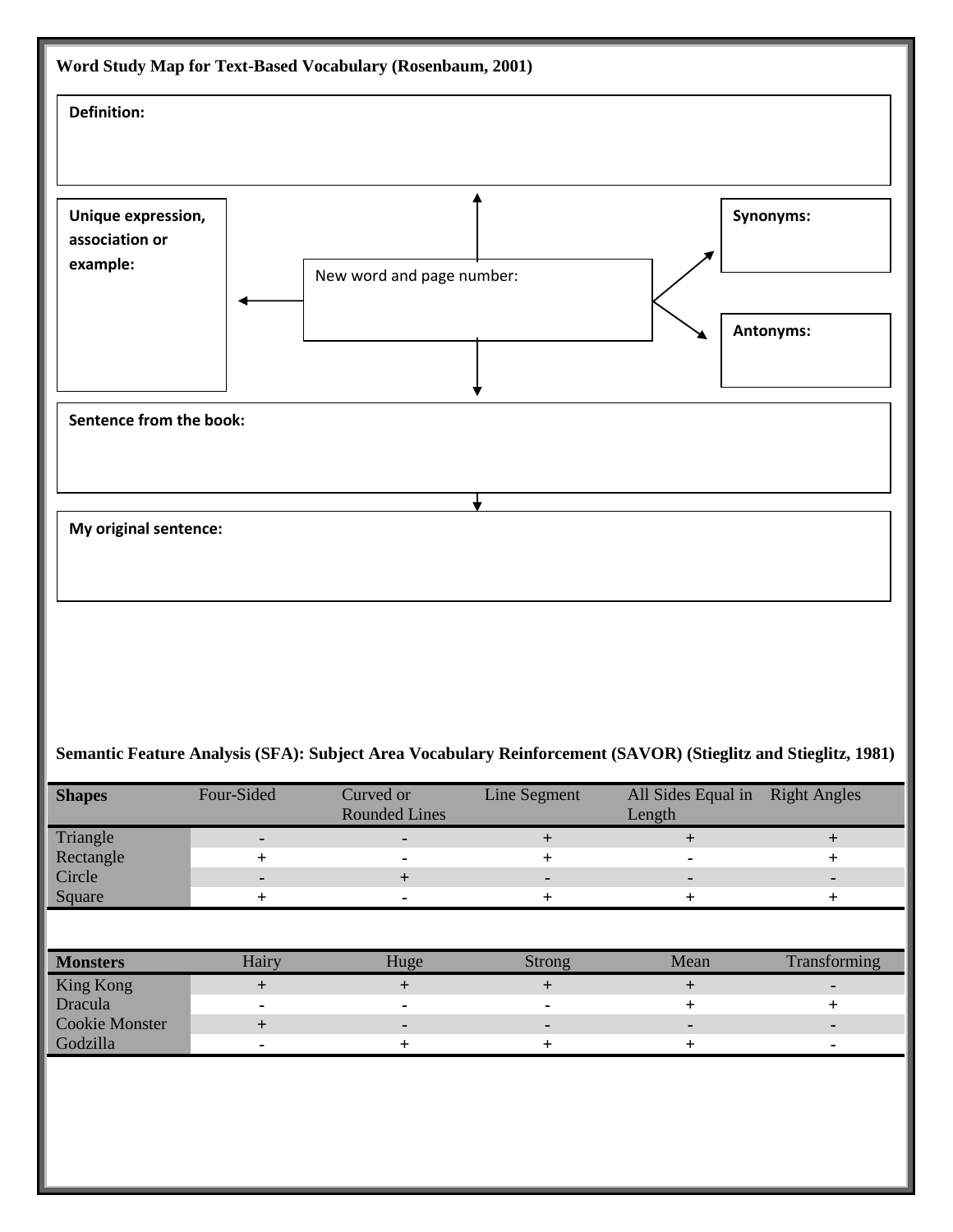**Word Study Map for Text-Based Vocabulary (Rosenbaum, 2001)**

**Definition:**

**Unique expression, association or example:**

New word and page number:

**Synonyms:**

**Antonyms:**

**Sentence from the book:**

**My original sentence:**

**Semantic Feature Analysis (SFA): Subject Area Vocabulary Reinforcement (SAVOR) (Stieglitz and Stieglitz, 1981)**

| **Shapes** | Four-Sided | Curved or Rounded Lines | Line Segment | All Sides Equal in Length | Right Angles |
|---|---|---|---|---|---|
| Triangle | - | - | + | + | + |
| Rectangle | + | - | + | - | + |
| Circle | - | + | - | - | - |
| Square | + | - | + | + | + |

| **Monsters** | Hairy | Huge | Strong | Mean | Transforming |
|---|---|---|---|---|---|
| King Kong | + | + | + | + | - |
| Dracula | - | - | - | + | + |
| Cookie Monster | + | - | - | - | - |
| Godzilla | - | + | + | + | - |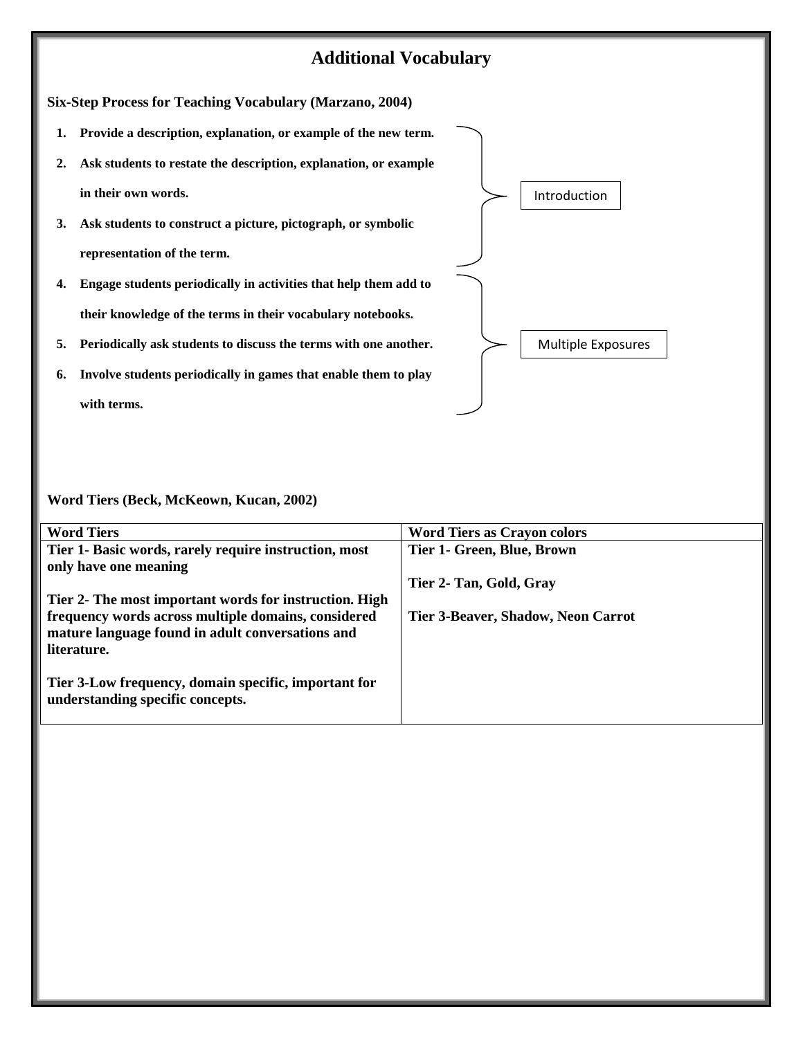# Additional Vocabulary

**Six-Step Process for Teaching Vocabulary (Marzano, 2004)**

1. **Provide a description, explanation, or example of the new term.**
2. **Ask students to restate the description, explanation, or example in their own words.**
3. **Ask students to construct a picture, pictograph, or symbolic representation of the term.**
4. **Engage students periodically in activities that help them add to their knowledge of the terms in their vocabulary notebooks.**
5. **Periodically ask students to discuss the terms with one another.**
6. **Involve students periodically in games that enable them to play with terms.**

Introduction (steps 1–3)

Multiple Exposures (steps 4–6)

**Word Tiers (Beck, McKeown, Kucan, 2002)**

| Word Tiers | Word Tiers as Crayon colors |
|---|---|
| **Tier 1- Basic words, rarely require instruction, most only have one meaning** | **Tier 1- Green, Blue, Brown** |
| **Tier 2- The most important words for instruction. High frequency words across multiple domains, considered mature language found in adult conversations and literature.** | **Tier 2- Tan, Gold, Gray** |
| **Tier 3-Low frequency, domain specific, important for understanding specific concepts.** | **Tier 3-Beaver, Shadow, Neon Carrot** |